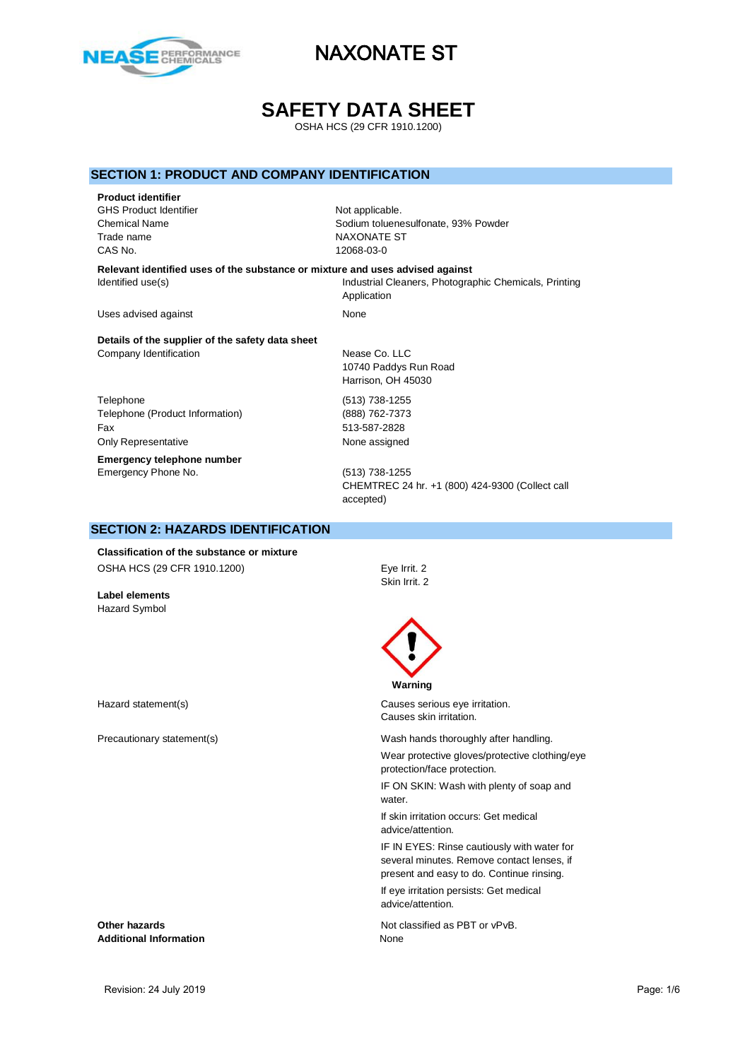# NAXONATE ST

# SAFETY DATA SHEET

OSHA HCS (29 CFR 1910.1200)

## SECTION 1: PRODUCT AND COMPANY IDENTIFICATION

**Product identifier**

| | |
|---|---|
| GHS Product Identifier | Not applicable. |
| Chemical Name | Sodium toluenesulfonate, 93% Powder |
| Trade name | NAXONATE ST |
| CAS No. | 12068-03-0 |

**Relevant identified uses of the substance or mixture and uses advised against**

| | |
|---|---|
| Identified use(s) | Industrial Cleaners, Photographic Chemicals, Printing Application |
| Uses advised against | None |

**Details of the supplier of the safety data sheet**

| | |
|---|---|
| Company Identification | Nease Co. LLC<br>10740 Paddys Run Road<br>Harrison, OH 45030 |
| Telephone | (513) 738-1255 |
| Telephone (Product Information) | (888) 762-7373 |
| Fax | 513-587-2828 |
| Only Representative | None assigned |

**Emergency telephone number**

| | |
|---|---|
| Emergency Phone No. | (513) 738-1255<br>CHEMTREC 24 hr. +1 (800) 424-9300 (Collect call accepted) |

## SECTION 2: HAZARDS IDENTIFICATION

**Classification of the substance or mixture**

| | |
|---|---|
| OSHA HCS (29 CFR 1910.1200) | Eye Irrit. 2<br>Skin Irrit. 2 |

**Label elements**

Hazard Symbol

**Warning**

Hazard statement(s)

- Causes serious eye irritation.
- Causes skin irritation.

Precautionary statement(s)

- Wash hands thoroughly after handling.
- Wear protective gloves/protective clothing/eye protection/face protection.
- IF ON SKIN: Wash with plenty of soap and water.
- If skin irritation occurs: Get medical advice/attention.
- IF IN EYES: Rinse cautiously with water for several minutes. Remove contact lenses, if present and easy to do. Continue rinsing.
- If eye irritation persists: Get medical advice/attention.

| | |
|---|---|
| **Other hazards** | Not classified as PBT or vPvB. |
| **Additional Information** | None |

Revision: 24 July 2019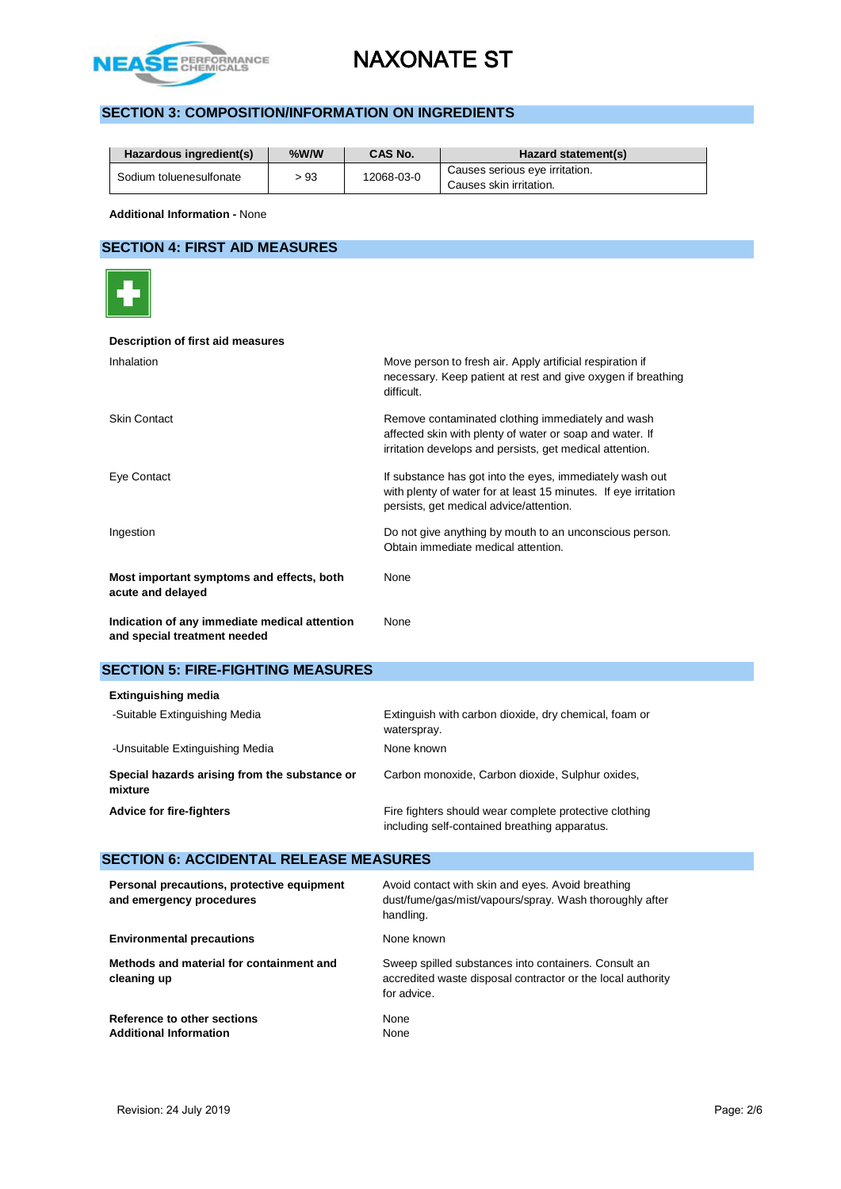## SECTION 3: COMPOSITION/INFORMATION ON INGREDIENTS

| Hazardous ingredient(s) | %W/W | CAS No. | Hazard statement(s) |
|---|---|---|---|
| Sodium toluenesulfonate | > 93 | 12068-03-0 | Causes serious eye irritation. Causes skin irritation. |

**Additional Information -** None

## SECTION 4: FIRST AID MEASURES

**Description of first aid measures**

| | |
|---|---|
| Inhalation | Move person to fresh air. Apply artificial respiration if necessary. Keep patient at rest and give oxygen if breathing difficult. |
| Skin Contact | Remove contaminated clothing immediately and wash affected skin with plenty of water or soap and water. If irritation develops and persists, get medical attention. |
| Eye Contact | If substance has got into the eyes, immediately wash out with plenty of water for at least 15 minutes. If eye irritation persists, get medical advice/attention. |
| Ingestion | Do not give anything by mouth to an unconscious person. Obtain immediate medical attention. |
| **Most important symptoms and effects, both acute and delayed** | None |
| **Indication of any immediate medical attention and special treatment needed** | None |

## SECTION 5: FIRE-FIGHTING MEASURES

**Extinguishing media**

| | |
|---|---|
| -Suitable Extinguishing Media | Extinguish with carbon dioxide, dry chemical, foam or waterspray. |
| -Unsuitable Extinguishing Media | None known |
| **Special hazards arising from the substance or mixture** | Carbon monoxide, Carbon dioxide, Sulphur oxides, |
| **Advice for fire-fighters** | Fire fighters should wear complete protective clothing including self-contained breathing apparatus. |

## SECTION 6: ACCIDENTAL RELEASE MEASURES

| | |
|---|---|
| **Personal precautions, protective equipment and emergency procedures** | Avoid contact with skin and eyes. Avoid breathing dust/fume/gas/mist/vapours/spray. Wash thoroughly after handling. |
| **Environmental precautions** | None known |
| **Methods and material for containment and cleaning up** | Sweep spilled substances into containers. Consult an accredited waste disposal contractor or the local authority for advice. |
| **Reference to other sections** | None |
| **Additional Information** | None |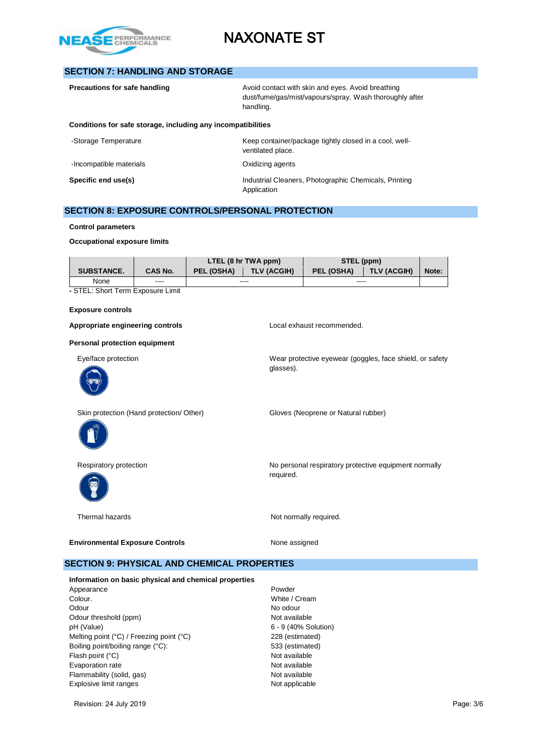## SECTION 7: HANDLING AND STORAGE

**Precautions for safe handling** — Avoid contact with skin and eyes. Avoid breathing dust/fume/gas/mist/vapours/spray. Wash thoroughly after handling.

**Conditions for safe storage, including any incompatibilities**

-Storage Temperature — Keep container/package tightly closed in a cool, well-ventilated place.

-Incompatible materials — Oxidizing agents

**Specific end use(s)** — Industrial Cleaners, Photographic Chemicals, Printing Application

## SECTION 8: EXPOSURE CONTROLS/PERSONAL PROTECTION

**Control parameters**

**Occupational exposure limits**

| SUBSTANCE. | CAS No. | LTEL (8 hr TWA ppm) | | STEL (ppm) | | Note: |
|---|---|---|---|---|---|---|
| | | PEL (OSHA) | TLV (ACGIH) | PEL (OSHA) | TLV (ACGIH) | |
| None | ---- | ---- | | ---- | | |

- STEL: Short Term Exposure Limit

**Exposure controls**

**Appropriate engineering controls** — Local exhaust recommended.

**Personal protection equipment**

Eye/face protection — Wear protective eyewear (goggles, face shield, or safety glasses).

Skin protection (Hand protection/ Other) — Gloves (Neoprene or Natural rubber)

Respiratory protection — No personal respiratory protective equipment normally required.

Thermal hazards — Not normally required.

**Environmental Exposure Controls** — None assigned

## SECTION 9: PHYSICAL AND CHEMICAL PROPERTIES

**Information on basic physical and chemical properties**

| | |
|---|---|
| Appearance | Powder |
| Colour. | White / Cream |
| Odour | No odour |
| Odour threshold (ppm) | Not available |
| pH (Value) | 6 - 9 (40% Solution) |
| Melting point (°C) / Freezing point (°C) | 228 (estimated) |
| Boiling point/boiling range (°C): | 533 (estimated) |
| Flash point (°C) | Not available |
| Evaporation rate | Not available |
| Flammability (solid, gas) | Not available |
| Explosive limit ranges | Not applicable |

Revision: 24 July 2019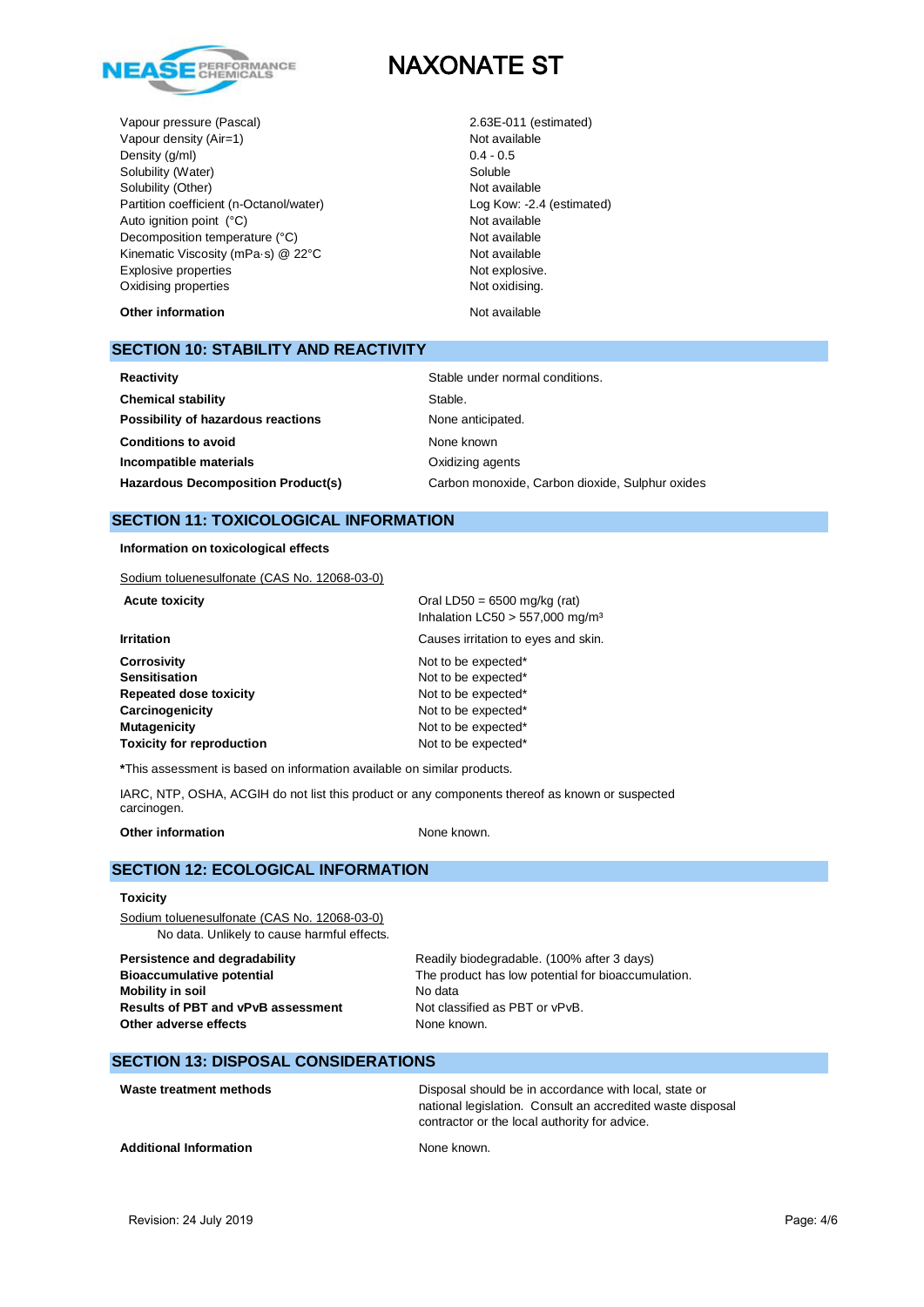| | |
|---|---|
| Vapour pressure (Pascal) | 2.63E-011 (estimated) |
| Vapour density (Air=1) | Not available |
| Density (g/ml) | 0.4 - 0.5 |
| Solubility (Water) | Soluble |
| Solubility (Other) | Not available |
| Partition coefficient (n-Octanol/water) | Log Kow: -2.4 (estimated) |
| Auto ignition point (°C) | Not available |
| Decomposition temperature (°C) | Not available |
| Kinematic Viscosity (mPa·s) @ 22°C | Not available |
| Explosive properties | Not explosive. |
| Oxidising properties | Not oxidising. |

**Other information** Not available

## SECTION 10: STABILITY AND REACTIVITY

| | |
|---|---|
| **Reactivity** | Stable under normal conditions. |
| **Chemical stability** | Stable. |
| **Possibility of hazardous reactions** | None anticipated. |
| **Conditions to avoid** | None known |
| **Incompatible materials** | Oxidizing agents |
| **Hazardous Decomposition Product(s)** | Carbon monoxide, Carbon dioxide, Sulphur oxides |

## SECTION 11: TOXICOLOGICAL INFORMATION

**Information on toxicological effects**

Sodium toluenesulfonate (CAS No. 12068-03-0)

| | |
|---|---|
| **Acute toxicity** | Oral LD50 = 6500 mg/kg (rat)<br>Inhalation LC50 > 557,000 mg/m³ |
| **Irritation** | Causes irritation to eyes and skin. |
| **Corrosivity** | Not to be expected* |
| **Sensitisation** | Not to be expected* |
| **Repeated dose toxicity** | Not to be expected* |
| **Carcinogenicity** | Not to be expected* |
| **Mutagenicity** | Not to be expected* |
| **Toxicity for reproduction** | Not to be expected* |

***This assessment is based on information available on similar products.

IARC, NTP, OSHA, ACGIH do not list this product or any components thereof as known or suspected carcinogen.

**Other information** None known.

## SECTION 12: ECOLOGICAL INFORMATION

**Toxicity**

Sodium toluenesulfonate (CAS No. 12068-03-0)

No data. Unlikely to cause harmful effects.

| | |
|---|---|
| **Persistence and degradability** | Readily biodegradable. (100% after 3 days) |
| **Bioaccumulative potential** | The product has low potential for bioaccumulation. |
| **Mobility in soil** | No data |
| **Results of PBT and vPvB assessment** | Not classified as PBT or vPvB. |
| **Other adverse effects** | None known. |

## SECTION 13: DISPOSAL CONSIDERATIONS

| | |
|---|---|
| **Waste treatment methods** | Disposal should be in accordance with local, state or national legislation. Consult an accredited waste disposal contractor or the local authority for advice. |
| **Additional Information** | None known. |

Revision: 24 July 2019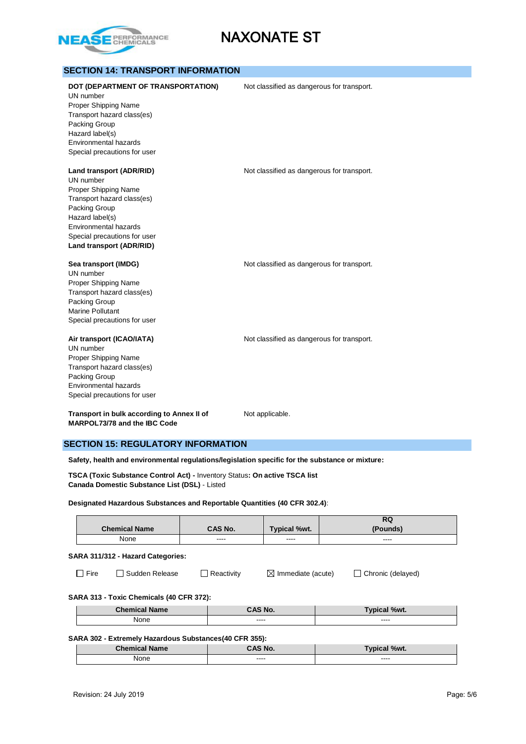## SECTION 14: TRANSPORT INFORMATION

**DOT (DEPARTMENT OF TRANSPORTATION)** — Not classified as dangerous for transport.
UN number
Proper Shipping Name
Transport hazard class(es)
Packing Group
Hazard label(s)
Environmental hazards
Special precautions for user

**Land transport (ADR/RID)** — Not classified as dangerous for transport.
UN number
Proper Shipping Name
Transport hazard class(es)
Packing Group
Hazard label(s)
Environmental hazards
Special precautions for user
**Land transport (ADR/RID)**

**Sea transport (IMDG)** — Not classified as dangerous for transport.
UN number
Proper Shipping Name
Transport hazard class(es)
Packing Group
Marine Pollutant
Special precautions for user

**Air transport (ICAO/IATA)** — Not classified as dangerous for transport.
UN number
Proper Shipping Name
Transport hazard class(es)
Packing Group
Environmental hazards
Special precautions for user

**Transport in bulk according to Annex II of MARPOL73/78 and the IBC Code** — Not applicable.

## SECTION 15: REGULATORY INFORMATION

**Safety, health and environmental regulations/legislation specific for the substance or mixture:**

**TSCA (Toxic Substance Control Act) -** Inventory Status**: On active TSCA list**
**Canada Domestic Substance List (DSL)** - Listed

**Designated Hazardous Substances and Reportable Quantities (40 CFR 302.4)**:

| Chemical Name | CAS No. | Typical %wt. | RQ (Pounds) |
|---|---|---|---|
| None | ---- | ---- | ---- |

**SARA 311/312 - Hazard Categories:**

☐ Fire ☐ Sudden Release ☐ Reactivity ☒ Immediate (acute) ☐ Chronic (delayed)

**SARA 313 - Toxic Chemicals (40 CFR 372):**

| Chemical Name | CAS No. | Typical %wt. |
|---|---|---|
| None | ---- | ---- |

**SARA 302 - Extremely Hazardous Substances(40 CFR 355):**

| Chemical Name | CAS No. | Typical %wt. |
|---|---|---|
| None | ---- | ---- |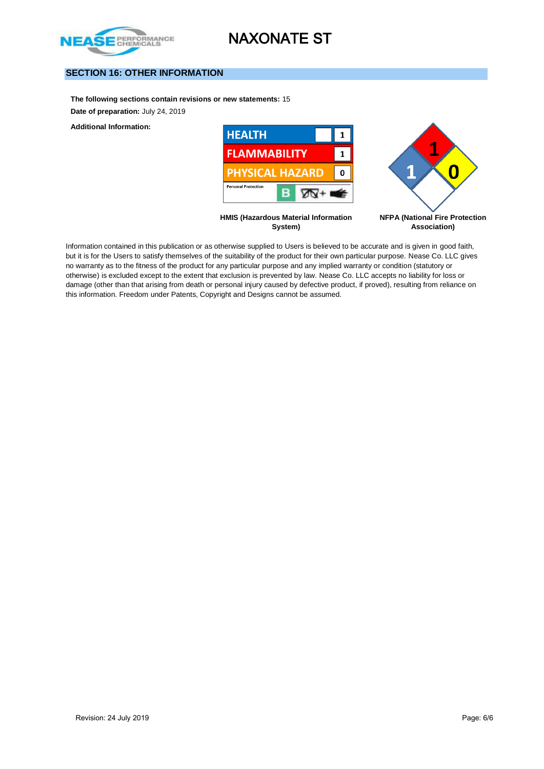## SECTION 16: OTHER INFORMATION

**The following sections contain revisions or new statements:** 15

**Date of preparation:** July 24, 2019

**Additional Information:**

| | |
|---|---|
| HEALTH | 1 |
| FLAMMABILITY | 1 |
| PHYSICAL HAZARD | 0 |
| Personal Protection | B |

HMIS (Hazardous Material Information System)

1
1
0

NFPA (National Fire Protection Association)

Information contained in this publication or as otherwise supplied to Users is believed to be accurate and is given in good faith, but it is for the Users to satisfy themselves of the suitability of the product for their own particular purpose. Nease Co. LLC gives no warranty as to the fitness of the product for any particular purpose and any implied warranty or condition (statutory or otherwise) is excluded except to the extent that exclusion is prevented by law. Nease Co. LLC accepts no liability for loss or damage (other than that arising from death or personal injury caused by defective product, if proved), resulting from reliance on this information. Freedom under Patents, Copyright and Designs cannot be assumed.